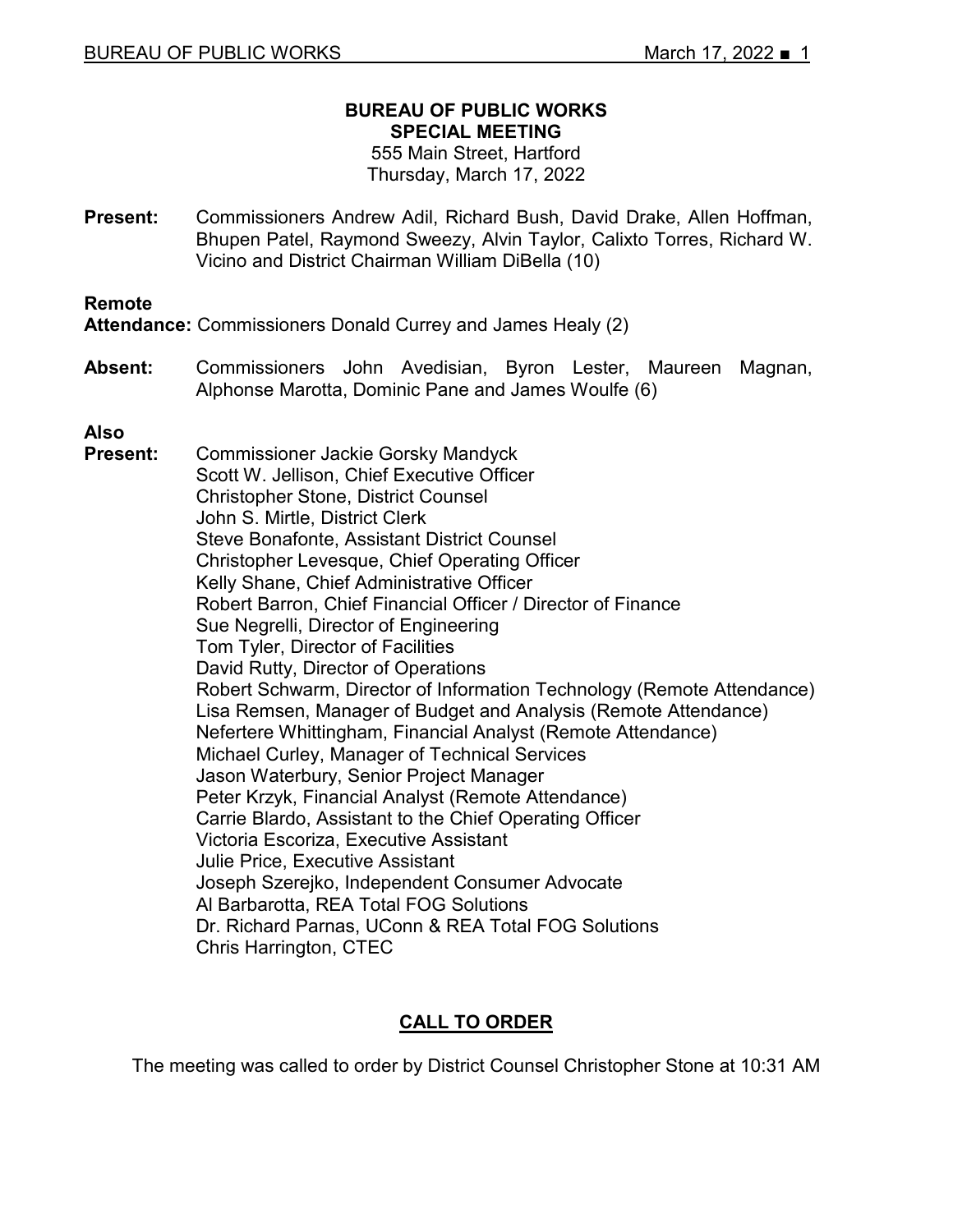# BUREAU OF PUBLIC WORKS
## SPECIAL MEETING

555 Main Street, Hartford
Thursday, March 17, 2022

**Present:** Commissioners Andrew Adil, Richard Bush, David Drake, Allen Hoffman, Bhupen Patel, Raymond Sweezy, Alvin Taylor, Calixto Torres, Richard W. Vicino and District Chairman William DiBella (10)

**Remote Attendance:** Commissioners Donald Currey and James Healy (2)

**Absent:** Commissioners John Avedisian, Byron Lester, Maureen Magnan, Alphonse Marotta, Dominic Pane and James Woulfe (6)

**Also Present:**
Commissioner Jackie Gorsky Mandyck
Scott W. Jellison, Chief Executive Officer
Christopher Stone, District Counsel
John S. Mirtle, District Clerk
Steve Bonafonte, Assistant District Counsel
Christopher Levesque, Chief Operating Officer
Kelly Shane, Chief Administrative Officer
Robert Barron, Chief Financial Officer / Director of Finance
Sue Negrelli, Director of Engineering
Tom Tyler, Director of Facilities
David Rutty, Director of Operations
Robert Schwarm, Director of Information Technology (Remote Attendance)
Lisa Remsen, Manager of Budget and Analysis (Remote Attendance)
Nefertere Whittingham, Financial Analyst (Remote Attendance)
Michael Curley, Manager of Technical Services
Jason Waterbury, Senior Project Manager
Peter Krzyk, Financial Analyst (Remote Attendance)
Carrie Blardo, Assistant to the Chief Operating Officer
Victoria Escoriza, Executive Assistant
Julie Price, Executive Assistant
Joseph Szerejko, Independent Consumer Advocate
Al Barbarotta, REA Total FOG Solutions
Dr. Richard Parnas, UConn & REA Total FOG Solutions
Chris Harrington, CTEC

## CALL TO ORDER

The meeting was called to order by District Counsel Christopher Stone at 10:31 AM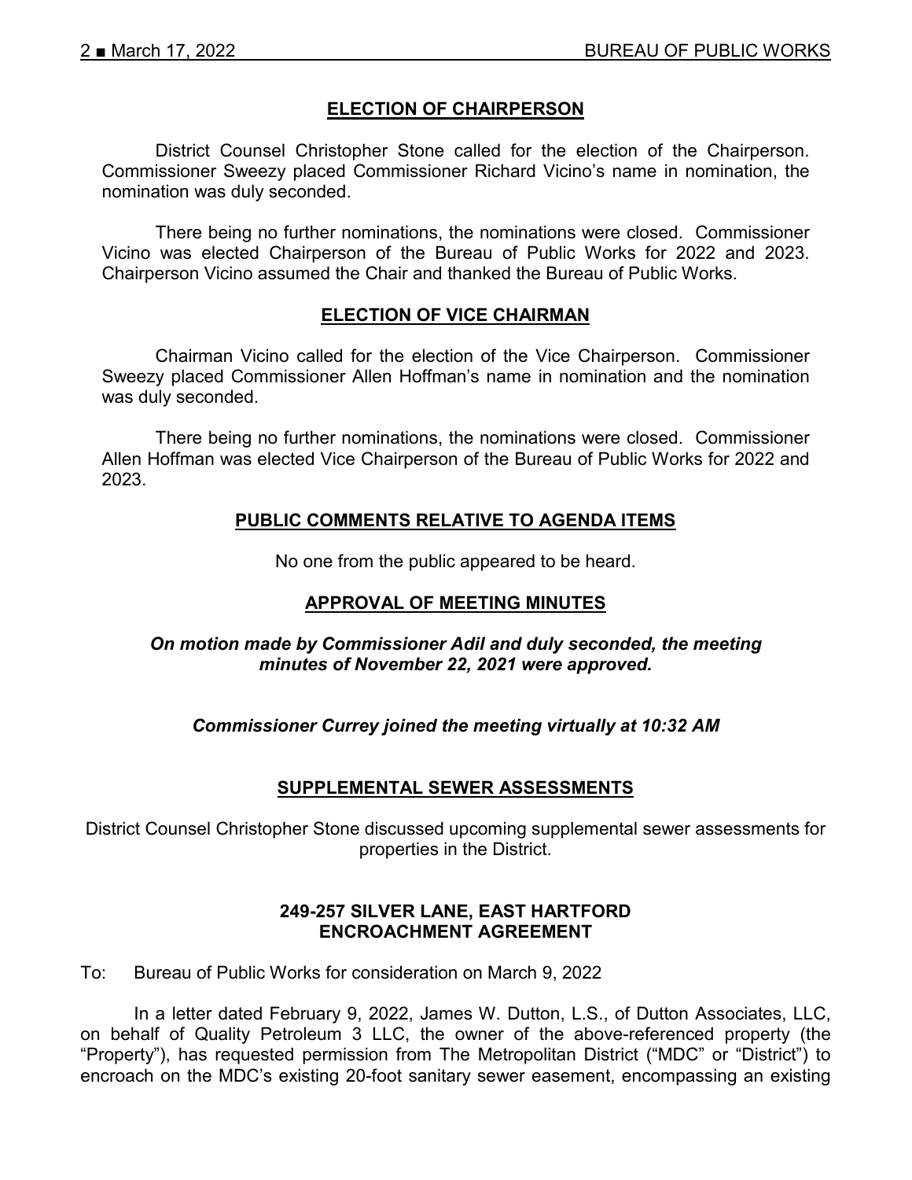## ELECTION OF CHAIRPERSON

District Counsel Christopher Stone called for the election of the Chairperson. Commissioner Sweezy placed Commissioner Richard Vicino's name in nomination, the nomination was duly seconded.

There being no further nominations, the nominations were closed. Commissioner Vicino was elected Chairperson of the Bureau of Public Works for 2022 and 2023. Chairperson Vicino assumed the Chair and thanked the Bureau of Public Works.

## ELECTION OF VICE CHAIRMAN

Chairman Vicino called for the election of the Vice Chairperson. Commissioner Sweezy placed Commissioner Allen Hoffman's name in nomination and the nomination was duly seconded.

There being no further nominations, the nominations were closed. Commissioner Allen Hoffman was elected Vice Chairperson of the Bureau of Public Works for 2022 and 2023.

## PUBLIC COMMENTS RELATIVE TO AGENDA ITEMS

No one from the public appeared to be heard.

## APPROVAL OF MEETING MINUTES

***On motion made by Commissioner Adil and duly seconded, the meeting minutes of November 22, 2021 were approved.***

***Commissioner Currey joined the meeting virtually at 10:32 AM***

## SUPPLEMENTAL SEWER ASSESSMENTS

District Counsel Christopher Stone discussed upcoming supplemental sewer assessments for properties in the District.

### 249-257 SILVER LANE, EAST HARTFORD
### ENCROACHMENT AGREEMENT

To: Bureau of Public Works for consideration on March 9, 2022

In a letter dated February 9, 2022, James W. Dutton, L.S., of Dutton Associates, LLC, on behalf of Quality Petroleum 3 LLC, the owner of the above-referenced property (the "Property"), has requested permission from The Metropolitan District ("MDC" or "District") to encroach on the MDC's existing 20-foot sanitary sewer easement, encompassing an existing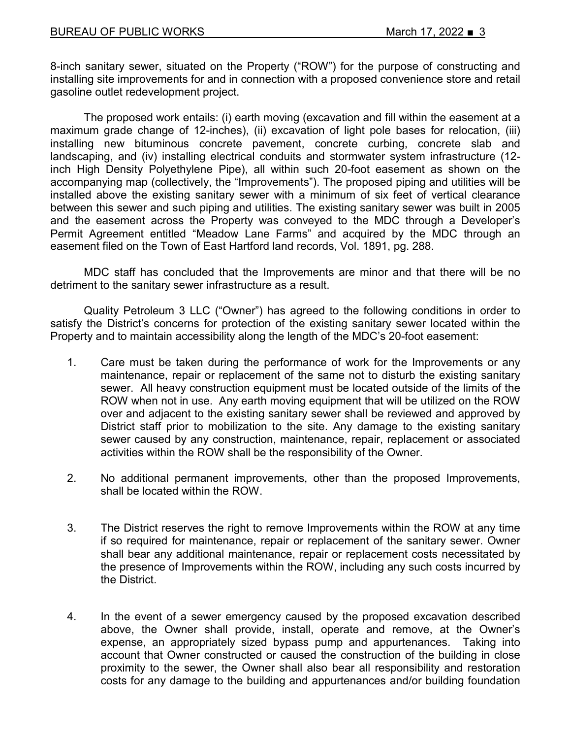8-inch sanitary sewer, situated on the Property ("ROW") for the purpose of constructing and installing site improvements for and in connection with a proposed convenience store and retail gasoline outlet redevelopment project.

The proposed work entails: (i) earth moving (excavation and fill within the easement at a maximum grade change of 12-inches), (ii) excavation of light pole bases for relocation, (iii) installing new bituminous concrete pavement, concrete curbing, concrete slab and landscaping, and (iv) installing electrical conduits and stormwater system infrastructure (12-inch High Density Polyethylene Pipe), all within such 20-foot easement as shown on the accompanying map (collectively, the "Improvements"). The proposed piping and utilities will be installed above the existing sanitary sewer with a minimum of six feet of vertical clearance between this sewer and such piping and utilities. The existing sanitary sewer was built in 2005 and the easement across the Property was conveyed to the MDC through a Developer's Permit Agreement entitled "Meadow Lane Farms" and acquired by the MDC through an easement filed on the Town of East Hartford land records, Vol. 1891, pg. 288.

MDC staff has concluded that the Improvements are minor and that there will be no detriment to the sanitary sewer infrastructure as a result.

Quality Petroleum 3 LLC ("Owner") has agreed to the following conditions in order to satisfy the District's concerns for protection of the existing sanitary sewer located within the Property and to maintain accessibility along the length of the MDC's 20-foot easement:

1. Care must be taken during the performance of work for the Improvements or any maintenance, repair or replacement of the same not to disturb the existing sanitary sewer. All heavy construction equipment must be located outside of the limits of the ROW when not in use. Any earth moving equipment that will be utilized on the ROW over and adjacent to the existing sanitary sewer shall be reviewed and approved by District staff prior to mobilization to the site. Any damage to the existing sanitary sewer caused by any construction, maintenance, repair, replacement or associated activities within the ROW shall be the responsibility of the Owner.

2. No additional permanent improvements, other than the proposed Improvements, shall be located within the ROW.

3. The District reserves the right to remove Improvements within the ROW at any time if so required for maintenance, repair or replacement of the sanitary sewer. Owner shall bear any additional maintenance, repair or replacement costs necessitated by the presence of Improvements within the ROW, including any such costs incurred by the District.

4. In the event of a sewer emergency caused by the proposed excavation described above, the Owner shall provide, install, operate and remove, at the Owner's expense, an appropriately sized bypass pump and appurtenances. Taking into account that Owner constructed or caused the construction of the building in close proximity to the sewer, the Owner shall also bear all responsibility and restoration costs for any damage to the building and appurtenances and/or building foundation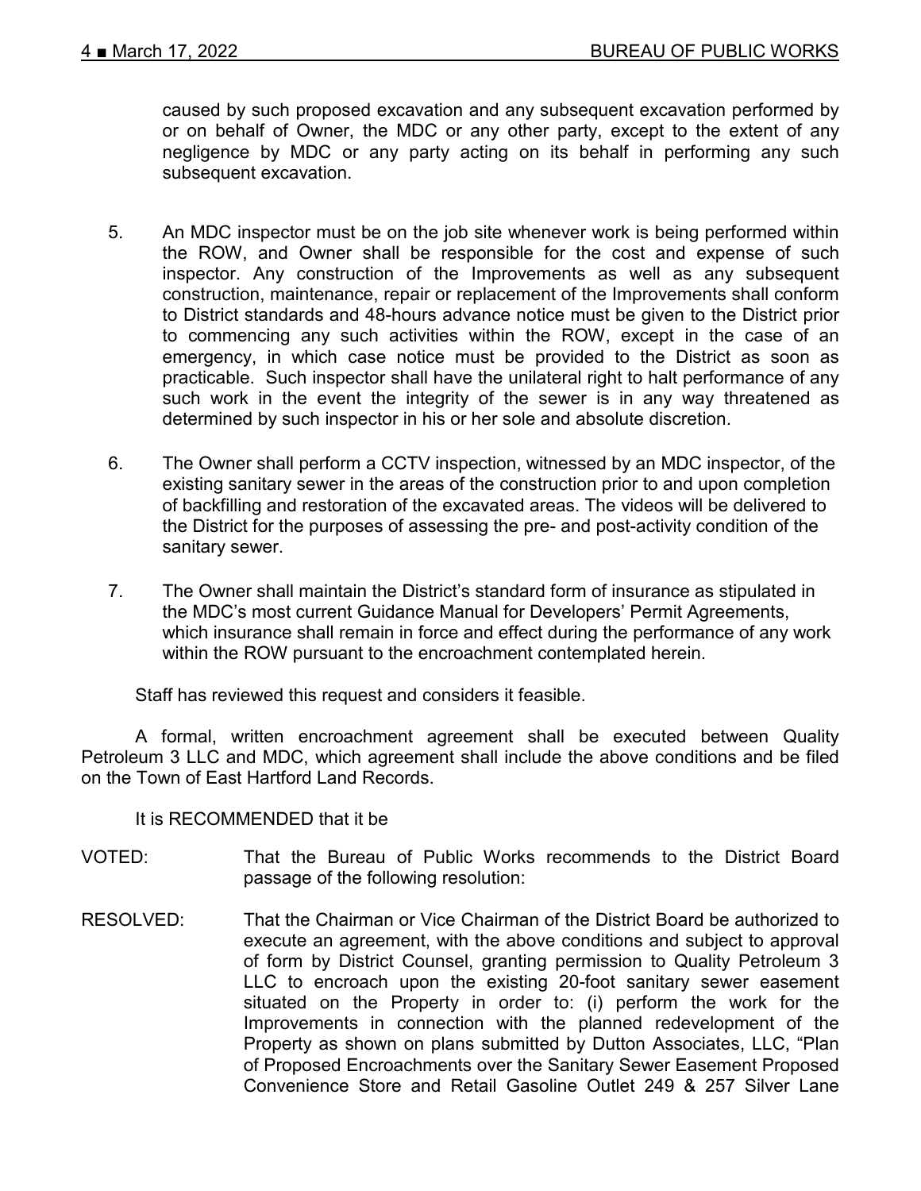caused by such proposed excavation and any subsequent excavation performed by or on behalf of Owner, the MDC or any other party, except to the extent of any negligence by MDC or any party acting on its behalf in performing any such subsequent excavation.

5. An MDC inspector must be on the job site whenever work is being performed within the ROW, and Owner shall be responsible for the cost and expense of such inspector. Any construction of the Improvements as well as any subsequent construction, maintenance, repair or replacement of the Improvements shall conform to District standards and 48-hours advance notice must be given to the District prior to commencing any such activities within the ROW, except in the case of an emergency, in which case notice must be provided to the District as soon as practicable. Such inspector shall have the unilateral right to halt performance of any such work in the event the integrity of the sewer is in any way threatened as determined by such inspector in his or her sole and absolute discretion.

6. The Owner shall perform a CCTV inspection, witnessed by an MDC inspector, of the existing sanitary sewer in the areas of the construction prior to and upon completion of backfilling and restoration of the excavated areas. The videos will be delivered to the District for the purposes of assessing the pre- and post-activity condition of the sanitary sewer.

7. The Owner shall maintain the District's standard form of insurance as stipulated in the MDC's most current Guidance Manual for Developers' Permit Agreements, which insurance shall remain in force and effect during the performance of any work within the ROW pursuant to the encroachment contemplated herein.

Staff has reviewed this request and considers it feasible.

A formal, written encroachment agreement shall be executed between Quality Petroleum 3 LLC and MDC, which agreement shall include the above conditions and be filed on the Town of East Hartford Land Records.

It is RECOMMENDED that it be

VOTED: That the Bureau of Public Works recommends to the District Board passage of the following resolution:

RESOLVED: That the Chairman or Vice Chairman of the District Board be authorized to execute an agreement, with the above conditions and subject to approval of form by District Counsel, granting permission to Quality Petroleum 3 LLC to encroach upon the existing 20-foot sanitary sewer easement situated on the Property in order to: (i) perform the work for the Improvements in connection with the planned redevelopment of the Property as shown on plans submitted by Dutton Associates, LLC, "Plan of Proposed Encroachments over the Sanitary Sewer Easement Proposed Convenience Store and Retail Gasoline Outlet 249 & 257 Silver Lane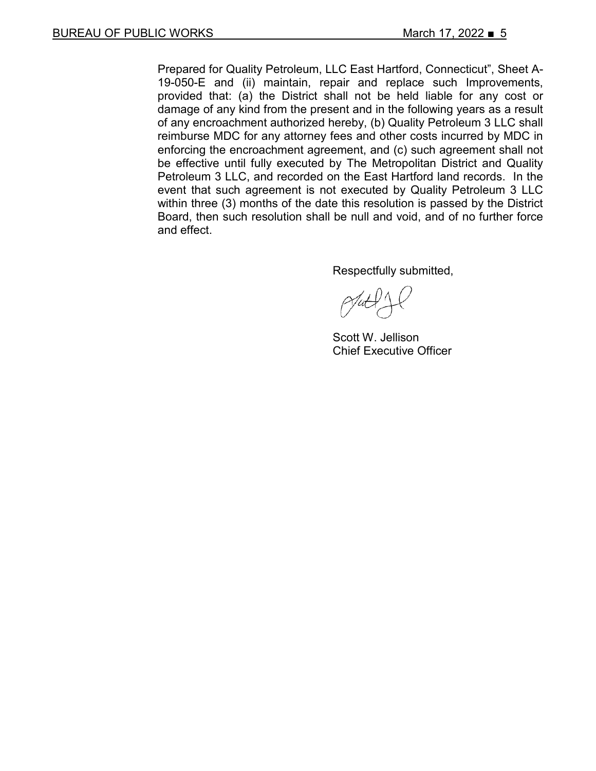Prepared for Quality Petroleum, LLC East Hartford, Connecticut", Sheet A-19-050-E and (ii) maintain, repair and replace such Improvements, provided that: (a) the District shall not be held liable for any cost or damage of any kind from the present and in the following years as a result of any encroachment authorized hereby, (b) Quality Petroleum 3 LLC shall reimburse MDC for any attorney fees and other costs incurred by MDC in enforcing the encroachment agreement, and (c) such agreement shall not be effective until fully executed by The Metropolitan District and Quality Petroleum 3 LLC, and recorded on the East Hartford land records. In the event that such agreement is not executed by Quality Petroleum 3 LLC within three (3) months of the date this resolution is passed by the District Board, then such resolution shall be null and void, and of no further force and effect.

Respectfully submitted,

Scott W. Jellison
Chief Executive Officer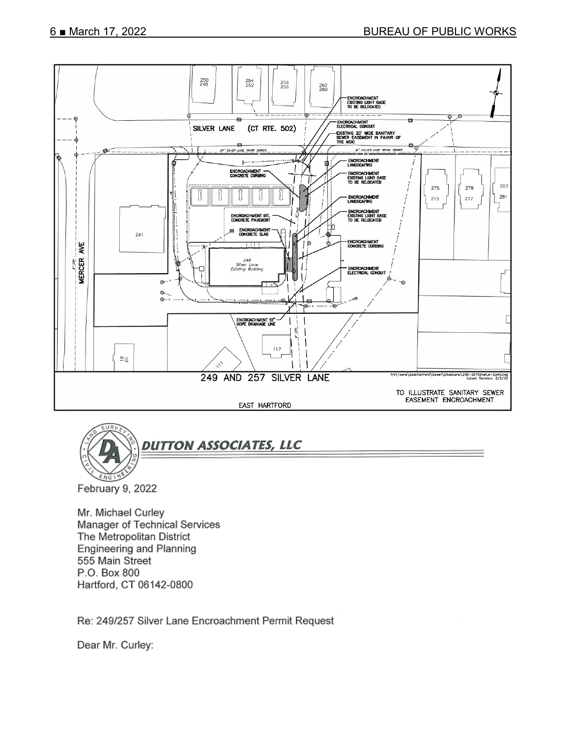249 AND 257 SILVER LANE

TO ILLUSTRATE SANITARY SEWER EASEMENT ENCROACHMENT

EAST HARTFORD

ENCROACHMENT EXISTING LIGHT BASE TO BE RELOCATED

ENCROACHMENT ELECTRICAL CONDUIT

EXISTING 20' WIDE SANITARY SEWER EASEMENT IN FAVOR OF THE MDC

ENCROACHMENT CONCRETE CURBING

ENCROACHMENT LANDSCAPING

ENCROACHMENT EXISTING LIGHT BASE TO BE RELOCATED

ENCROACHMENT LANDSCAPING

ENCROACHMENT BIT. CONCRETE PAVEMENT

ENCROACHMENT EXISTING LIGHT BASE TO BE RELOCATED

ENCROACHMENT CONCRETE SLAB

ENCROACHMENT CONCRETE CURBING

ENCROACHMENT ELECTRICAL CONDUIT

ENCROACHMENT 12" HDPE DRAINAGE LINE

SILVER LANE (CT RTE. 502)

MERCER AVE

249 Silver Lane Existing Building

**DUTTON ASSOCIATES, LLC**

February 9, 2022

Mr. Michael Curley
Manager of Technical Services
The Metropolitan District
Engineering and Planning
555 Main Street
P.O. Box 800
Hartford, CT 06142-0800

Re: 249/257 Silver Lane Encroachment Permit Request

Dear Mr. Curley: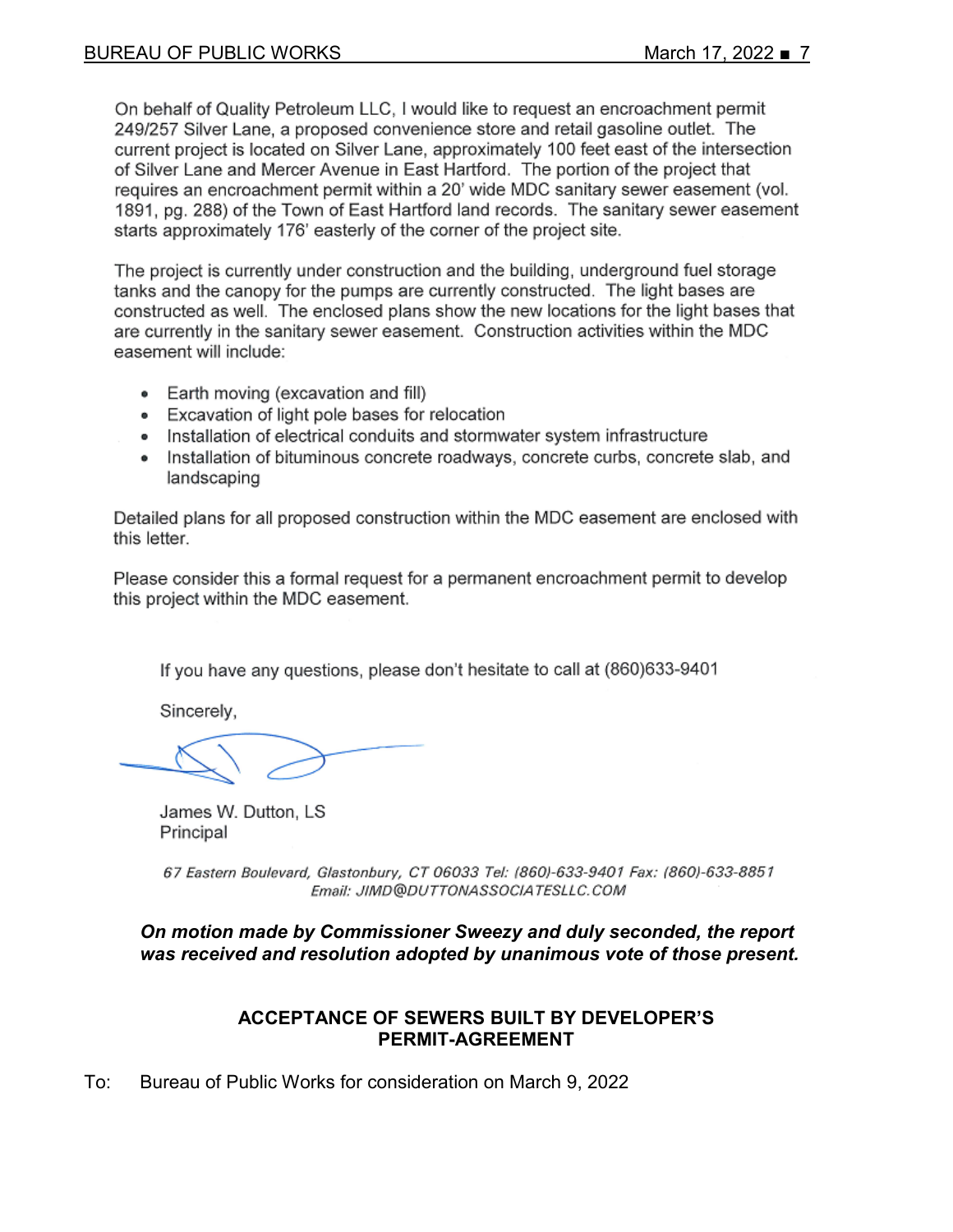On behalf of Quality Petroleum LLC, I would like to request an encroachment permit 249/257 Silver Lane, a proposed convenience store and retail gasoline outlet. The current project is located on Silver Lane, approximately 100 feet east of the intersection of Silver Lane and Mercer Avenue in East Hartford. The portion of the project that requires an encroachment permit within a 20' wide MDC sanitary sewer easement (vol. 1891, pg. 288) of the Town of East Hartford land records. The sanitary sewer easement starts approximately 176' easterly of the corner of the project site.

The project is currently under construction and the building, underground fuel storage tanks and the canopy for the pumps are currently constructed. The light bases are constructed as well. The enclosed plans show the new locations for the light bases that are currently in the sanitary sewer easement. Construction activities within the MDC easement will include:

- Earth moving (excavation and fill)
- Excavation of light pole bases for relocation
- Installation of electrical conduits and stormwater system infrastructure
- Installation of bituminous concrete roadways, concrete curbs, concrete slab, and landscaping

Detailed plans for all proposed construction within the MDC easement are enclosed with this letter.

Please consider this a formal request for a permanent encroachment permit to develop this project within the MDC easement.

If you have any questions, please don't hesitate to call at (860)633-9401

Sincerely,

James W. Dutton, LS
Principal

*67 Eastern Boulevard, Glastonbury, CT 06033 Tel: (860)-633-9401 Fax: (860)-633-8851*
*Email: JIMD@DUTTONASSOCIATESLLC.COM*

***On motion made by Commissioner Sweezy and duly seconded, the report was received and resolution adopted by unanimous vote of those present.***

## ACCEPTANCE OF SEWERS BUILT BY DEVELOPER'S PERMIT-AGREEMENT

To: Bureau of Public Works for consideration on March 9, 2022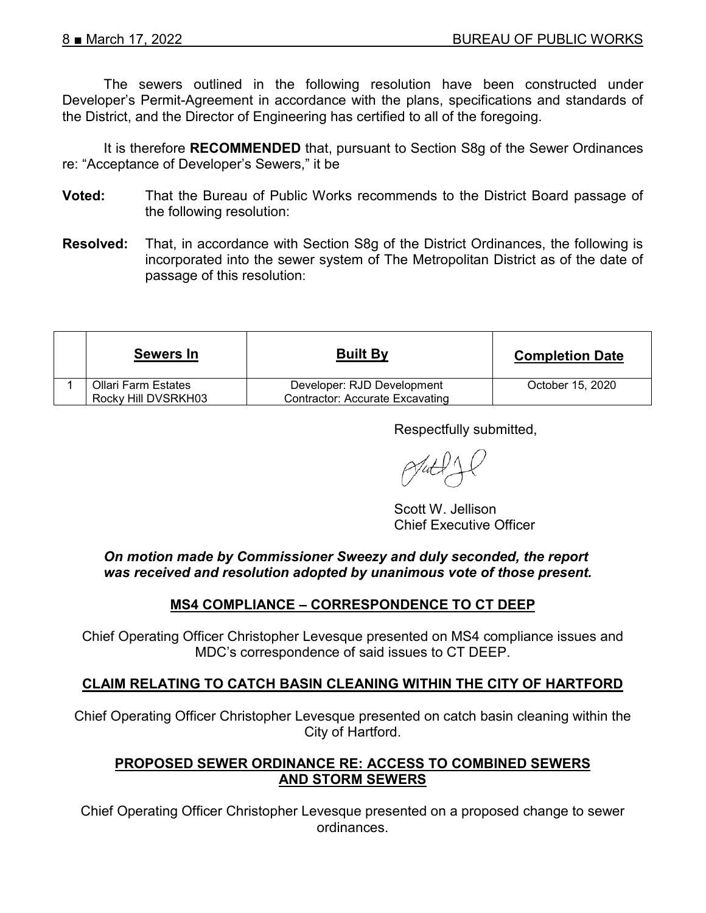The sewers outlined in the following resolution have been constructed under Developer's Permit-Agreement in accordance with the plans, specifications and standards of the District, and the Director of Engineering has certified to all of the foregoing.

It is therefore **RECOMMENDED** that, pursuant to Section S8g of the Sewer Ordinances re: "Acceptance of Developer's Sewers," it be

**Voted:** That the Bureau of Public Works recommends to the District Board passage of the following resolution:

**Resolved:** That, in accordance with Section S8g of the District Ordinances, the following is incorporated into the sewer system of The Metropolitan District as of the date of passage of this resolution:

| | Sewers In | Built By | Completion Date |
|---|---|---|---|
| 1 | Ollari Farm Estates<br>Rocky Hill DVSRKH03 | Developer: RJD Development<br>Contractor: Accurate Excavating | October 15, 2020 |

Respectfully submitted,

Scott W. Jellison
Chief Executive Officer

***On motion made by Commissioner Sweezy and duly seconded, the report was received and resolution adopted by unanimous vote of those present.***

## MS4 COMPLIANCE – CORRESPONDENCE TO CT DEEP

Chief Operating Officer Christopher Levesque presented on MS4 compliance issues and MDC's correspondence of said issues to CT DEEP.

## CLAIM RELATING TO CATCH BASIN CLEANING WITHIN THE CITY OF HARTFORD

Chief Operating Officer Christopher Levesque presented on catch basin cleaning within the City of Hartford.

## PROPOSED SEWER ORDINANCE RE: ACCESS TO COMBINED SEWERS AND STORM SEWERS

Chief Operating Officer Christopher Levesque presented on a proposed change to sewer ordinances.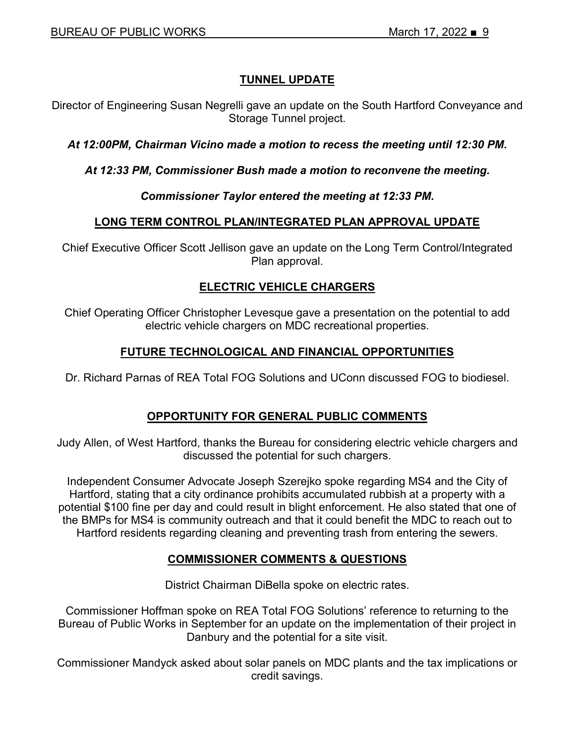## TUNNEL UPDATE

Director of Engineering Susan Negrelli gave an update on the South Hartford Conveyance and Storage Tunnel project.

***At 12:00PM, Chairman Vicino made a motion to recess the meeting until 12:30 PM.***

***At 12:33 PM, Commissioner Bush made a motion to reconvene the meeting.***

***Commissioner Taylor entered the meeting at 12:33 PM.***

## LONG TERM CONTROL PLAN/INTEGRATED PLAN APPROVAL UPDATE

Chief Executive Officer Scott Jellison gave an update on the Long Term Control/Integrated Plan approval.

## ELECTRIC VEHICLE CHARGERS

Chief Operating Officer Christopher Levesque gave a presentation on the potential to add electric vehicle chargers on MDC recreational properties.

## FUTURE TECHNOLOGICAL AND FINANCIAL OPPORTUNITIES

Dr. Richard Parnas of REA Total FOG Solutions and UConn discussed FOG to biodiesel.

## OPPORTUNITY FOR GENERAL PUBLIC COMMENTS

Judy Allen, of West Hartford, thanks the Bureau for considering electric vehicle chargers and discussed the potential for such chargers.

Independent Consumer Advocate Joseph Szerejko spoke regarding MS4 and the City of Hartford, stating that a city ordinance prohibits accumulated rubbish at a property with a potential $100 fine per day and could result in blight enforcement. He also stated that one of the BMPs for MS4 is community outreach and that it could benefit the MDC to reach out to Hartford residents regarding cleaning and preventing trash from entering the sewers.

## COMMISSIONER COMMENTS & QUESTIONS

District Chairman DiBella spoke on electric rates.

Commissioner Hoffman spoke on REA Total FOG Solutions' reference to returning to the Bureau of Public Works in September for an update on the implementation of their project in Danbury and the potential for a site visit.

Commissioner Mandyck asked about solar panels on MDC plants and the tax implications or credit savings.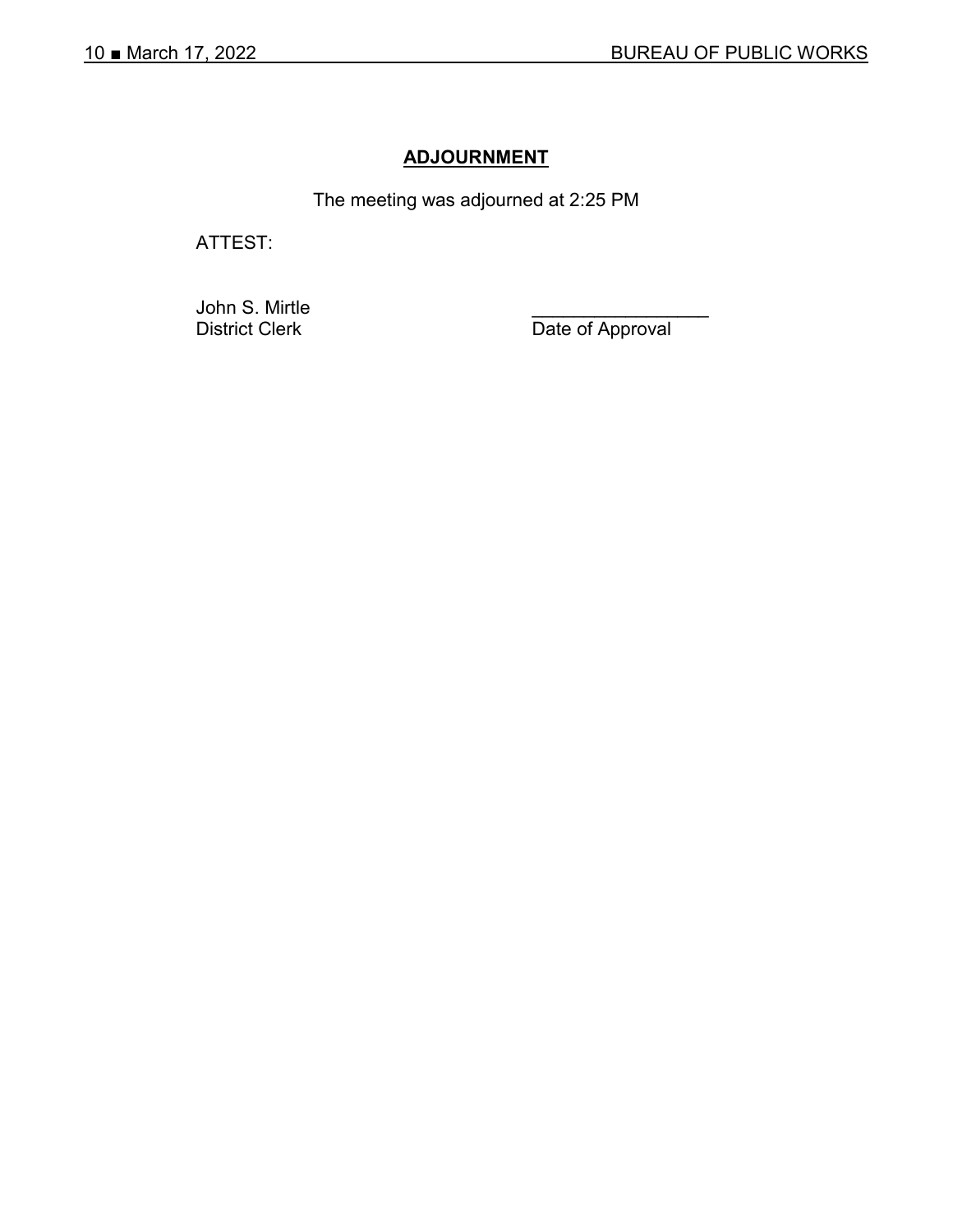## ADJOURNMENT

The meeting was adjourned at 2:25 PM

ATTEST:

John S. Mirtle
District Clerk

_________________
Date of Approval